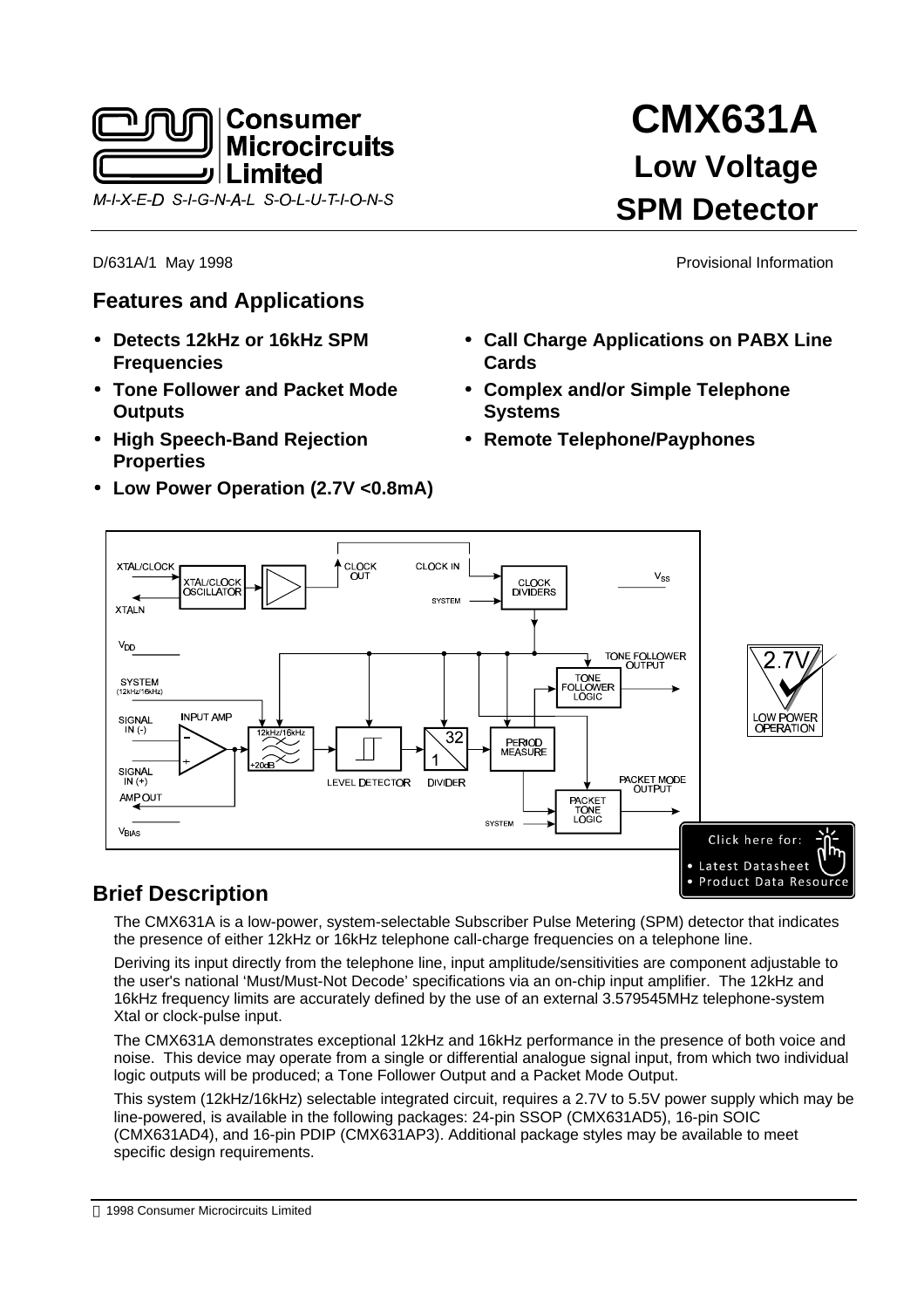**Consumer Microcircuits Limited**

*M-I-X-E-D S-I-G-N-A-L S-O-L-U-T-I-O-N-S*

# CMX631A
## Low Voltage SPM Detector

D/631A/1 May 1998

Provisional Information

## Features and Applications

- **Detects 12kHz or 16kHz SPM Frequencies**
- **Tone Follower and Packet Mode Outputs**
- **High Speech-Band Rejection Properties**
- **Low Power Operation (2.7V <0.8mA)**
- **Call Charge Applications on PABX Line Cards**
- **Complex and/or Simple Telephone Systems**
- **Remote Telephone/Payphones**

XTAL/CLOCK
XTAL/CLOCK OSCILLATOR
XTALN
CLOCK OUT
CLOCK IN
CLOCK DIVIDERS
SYSTEM
$V_{SS}$
$V_{DD}$
TONE FOLLOWER OUTPUT
TONE FOLLOWER LOGIC
SYSTEM (12kHz/16kHz)
INPUT AMP
SIGNAL IN (-)
SIGNAL IN (+)
AMP OUT
$V_{BIAS}$
12kHz/16kHz
+20dB
LEVEL DETECTOR
32
1
DIVIDER
PERIOD MEASURE
PACKET MODE OUTPUT
PACKET TONE LOGIC
SYSTEM

2.7V
LOW POWER OPERATION

## Brief Description

The CMX631A is a low-power, system-selectable Subscriber Pulse Metering (SPM) detector that indicates the presence of either 12kHz or 16kHz telephone call-charge frequencies on a telephone line.

Deriving its input directly from the telephone line, input amplitude/sensitivities are component adjustable to the user's national 'Must/Must-Not Decode' specifications via an on-chip input amplifier. The 12kHz and 16kHz frequency limits are accurately defined by the use of an external 3.579545MHz telephone-system Xtal or clock-pulse input.

The CMX631A demonstrates exceptional 12kHz and 16kHz performance in the presence of both voice and noise. This device may operate from a single or differential analogue signal input, from which two individual logic outputs will be produced; a Tone Follower Output and a Packet Mode Output.

This system (12kHz/16kHz) selectable integrated circuit, requires a 2.7V to 5.5V power supply which may be line-powered, is available in the following packages: 24-pin SSOP (CMX631AD5), 16-pin SOIC (CMX631AD4), and 16-pin PDIP (CMX631AP3). Additional package styles may be available to meet specific design requirements.

© 1998 Consumer Microcircuits Limited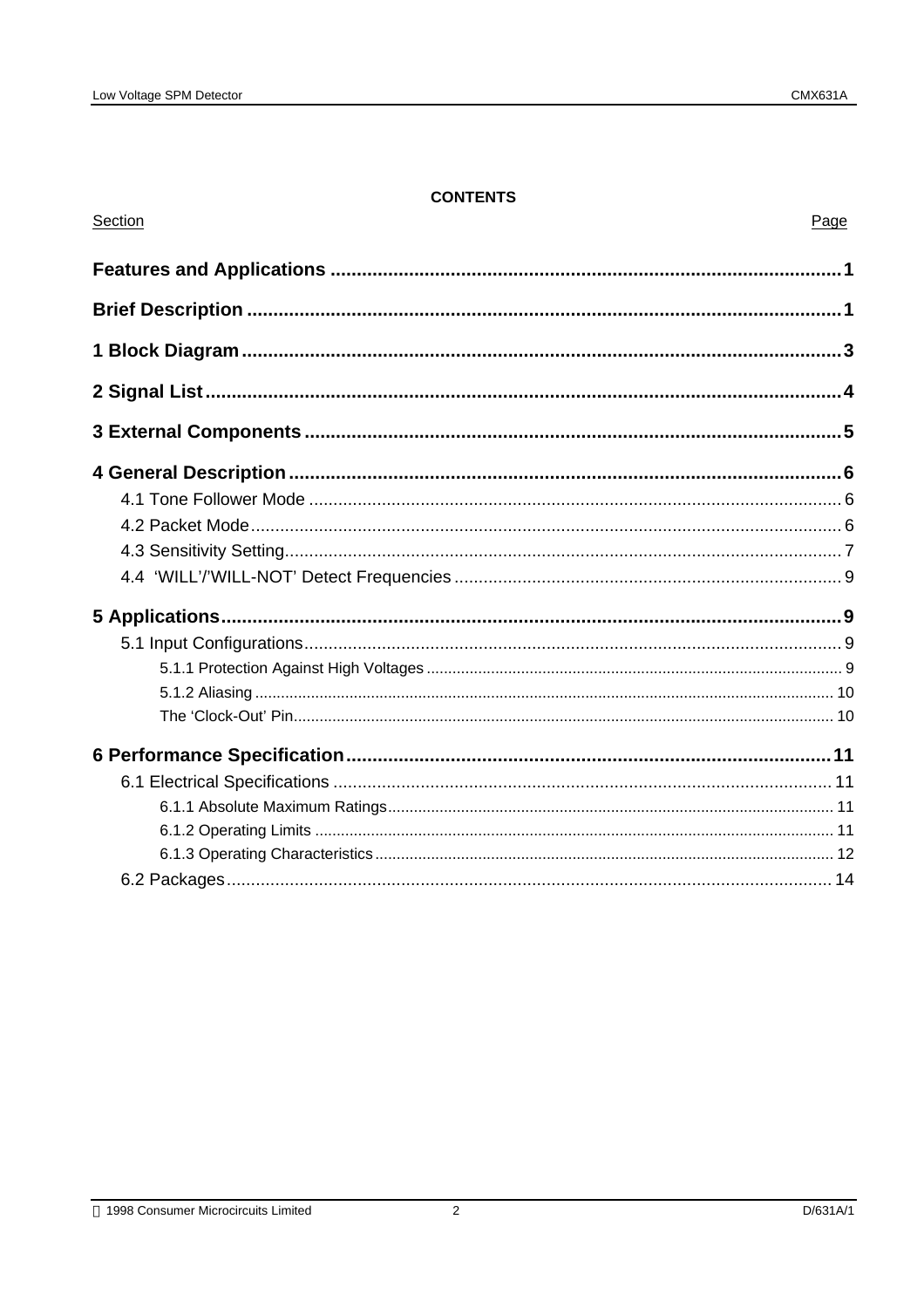**CONTENTS**

Section | Page
---|---

**Features and Applications** ............................................................ **1**

**Brief Description** ............................................................ **1**

**1 Block Diagram** ............................................................ **3**

**2 Signal List** ............................................................ **4**

**3 External Components** ............................................................ **5**

**4 General Description** ............................................................ **6**

- 4.1 Tone Follower Mode ............................................................ 6
- 4.2 Packet Mode ............................................................ 6
- 4.3 Sensitivity Setting ............................................................ 7
- 4.4 'WILL'/'WILL-NOT' Detect Frequencies ............................................................ 9

**5 Applications** ............................................................ **9**

- 5.1 Input Configurations ............................................................ 9
  - 5.1.1 Protection Against High Voltages ............................................................ 9
  - 5.1.2 Aliasing ............................................................ 10
  - The 'Clock-Out' Pin ............................................................ 10

**6 Performance Specification** ............................................................ **11**

- 6.1 Electrical Specifications ............................................................ 11
  - 6.1.1 Absolute Maximum Ratings ............................................................ 11
  - 6.1.2 Operating Limits ............................................................ 11
  - 6.1.3 Operating Characteristics ............................................................ 12
- 6.2 Packages ............................................................ 14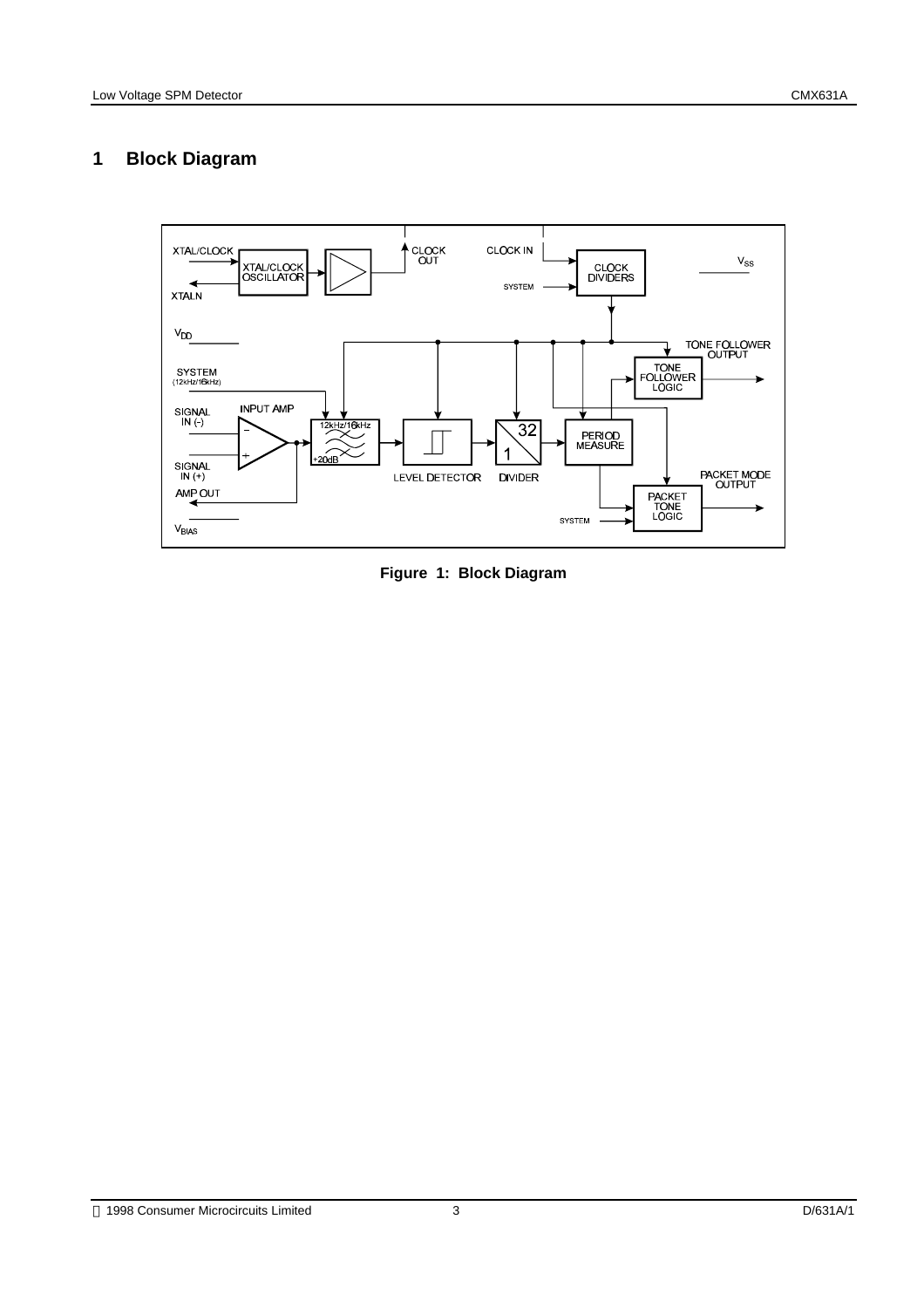# 1 Block Diagram

XTAL/CLOCK
XTAL/CLOCK OSCILLATOR
XTALN
CLOCK OUT
CLOCK IN
CLOCK DIVIDERS
SYSTEM
$V_{SS}$
$V_{DD}$
TONE FOLLOWER OUTPUT
TONE FOLLOWER LOGIC
SYSTEM (12kHz/16kHz)
SIGNAL IN (-)
INPUT AMP
12kHz/16kHz
+20dB
32
1
PERIOD MEASURE
SIGNAL IN (+)
LEVEL DETECTOR
DIVIDER
PACKET MODE OUTPUT
AMP OUT
PACKET TONE LOGIC
SYSTEM
$V_{BIAS}$

**Figure 1: Block Diagram**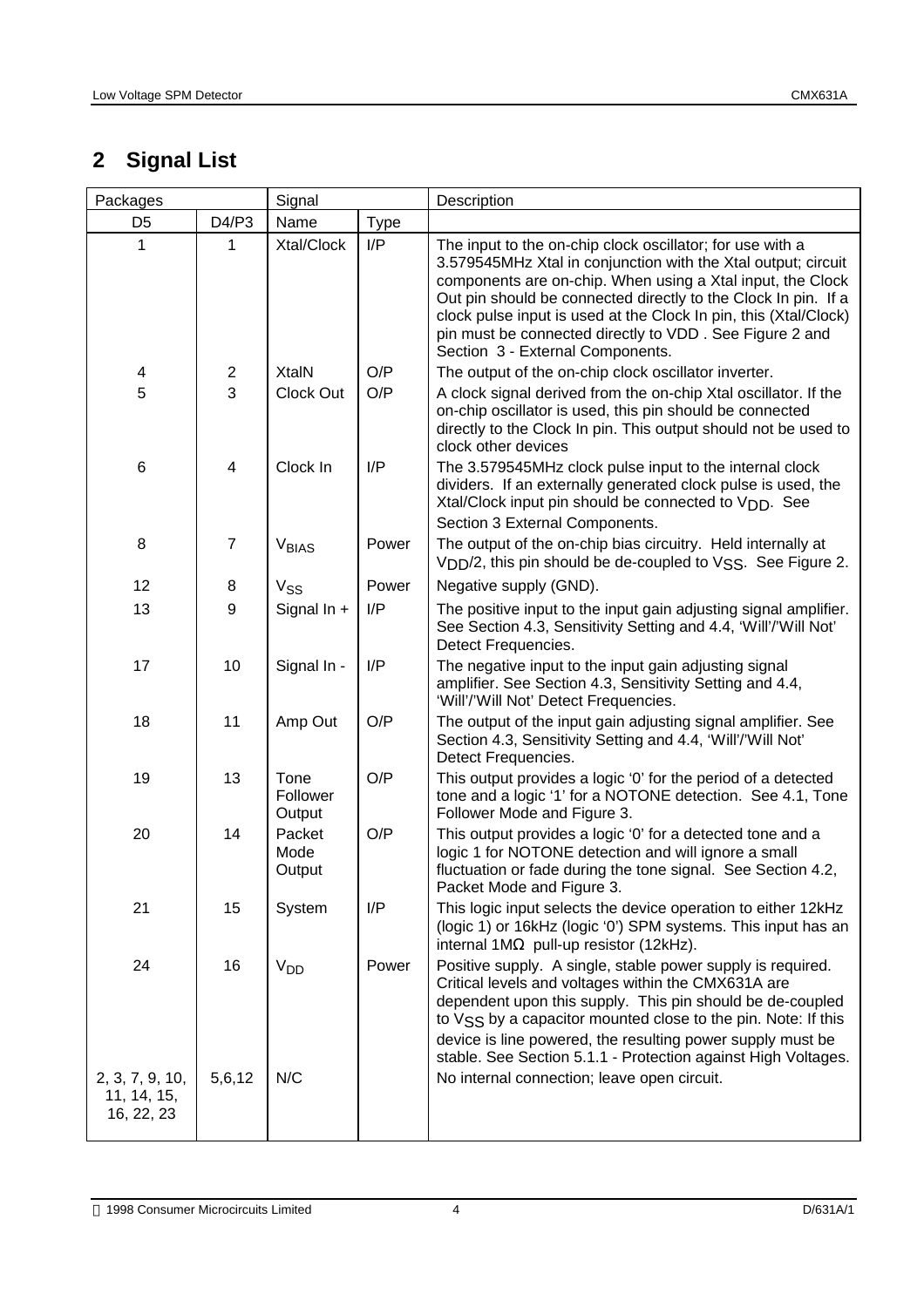## 2 Signal List

| Packages | | Signal | | Description |
|---|---|---|---|---|
| D5 | D4/P3 | Name | Type | |
| 1 | 1 | Xtal/Clock | I/P | The input to the on-chip clock oscillator; for use with a 3.579545MHz Xtal in conjunction with the Xtal output; circuit components are on-chip. When using a Xtal input, the Clock Out pin should be connected directly to the Clock In pin. If a clock pulse input is used at the Clock In pin, this (Xtal/Clock) pin must be connected directly to VDD . See Figure 2 and Section 3 - External Components. |
| 4 | 2 | XtalN | O/P | The output of the on-chip clock oscillator inverter. |
| 5 | 3 | Clock Out | O/P | A clock signal derived from the on-chip Xtal oscillator. If the on-chip oscillator is used, this pin should be connected directly to the Clock In pin. This output should not be used to clock other devices |
| 6 | 4 | Clock In | I/P | The 3.579545MHz clock pulse input to the internal clock dividers. If an externally generated clock pulse is used, the Xtal/Clock input pin should be connected to $V_{DD}$. See Section 3 External Components. |
| 8 | 7 | $V_{BIAS}$ | Power | The output of the on-chip bias circuitry. Held internally at $V_{DD}/2$, this pin should be de-coupled to $V_{SS}$. See Figure 2. |
| 12 | 8 | $V_{SS}$ | Power | Negative supply (GND). |
| 13 | 9 | Signal In + | I/P | The positive input to the input gain adjusting signal amplifier. See Section 4.3, Sensitivity Setting and 4.4, 'Will'/'Will Not' Detect Frequencies. |
| 17 | 10 | Signal In - | I/P | The negative input to the input gain adjusting signal amplifier. See Section 4.3, Sensitivity Setting and 4.4, 'Will'/'Will Not' Detect Frequencies. |
| 18 | 11 | Amp Out | O/P | The output of the input gain adjusting signal amplifier. See Section 4.3, Sensitivity Setting and 4.4, 'Will'/'Will Not' Detect Frequencies. |
| 19 | 13 | Tone Follower Output | O/P | This output provides a logic '0' for the period of a detected tone and a logic '1' for a NOTONE detection. See 4.1, Tone Follower Mode and Figure 3. |
| 20 | 14 | Packet Mode Output | O/P | This output provides a logic '0' for a detected tone and a logic 1 for NOTONE detection and will ignore a small fluctuation or fade during the tone signal. See Section 4.2, Packet Mode and Figure 3. |
| 21 | 15 | System | I/P | This logic input selects the device operation to either 12kHz (logic 1) or 16kHz (logic '0') SPM systems. This input has an internal 1MΩ pull-up resistor (12kHz). |
| 24 | 16 | $V_{DD}$ | Power | Positive supply. A single, stable power supply is required. Critical levels and voltages within the CMX631A are dependent upon this supply. This pin should be de-coupled to $V_{SS}$ by a capacitor mounted close to the pin. Note: If this device is line powered, the resulting power supply must be stable. See Section 5.1.1 - Protection against High Voltages. |
| 2, 3, 7, 9, 10, 11, 14, 15, 16, 22, 23 | 5,6,12 | N/C | | No internal connection; leave open circuit. |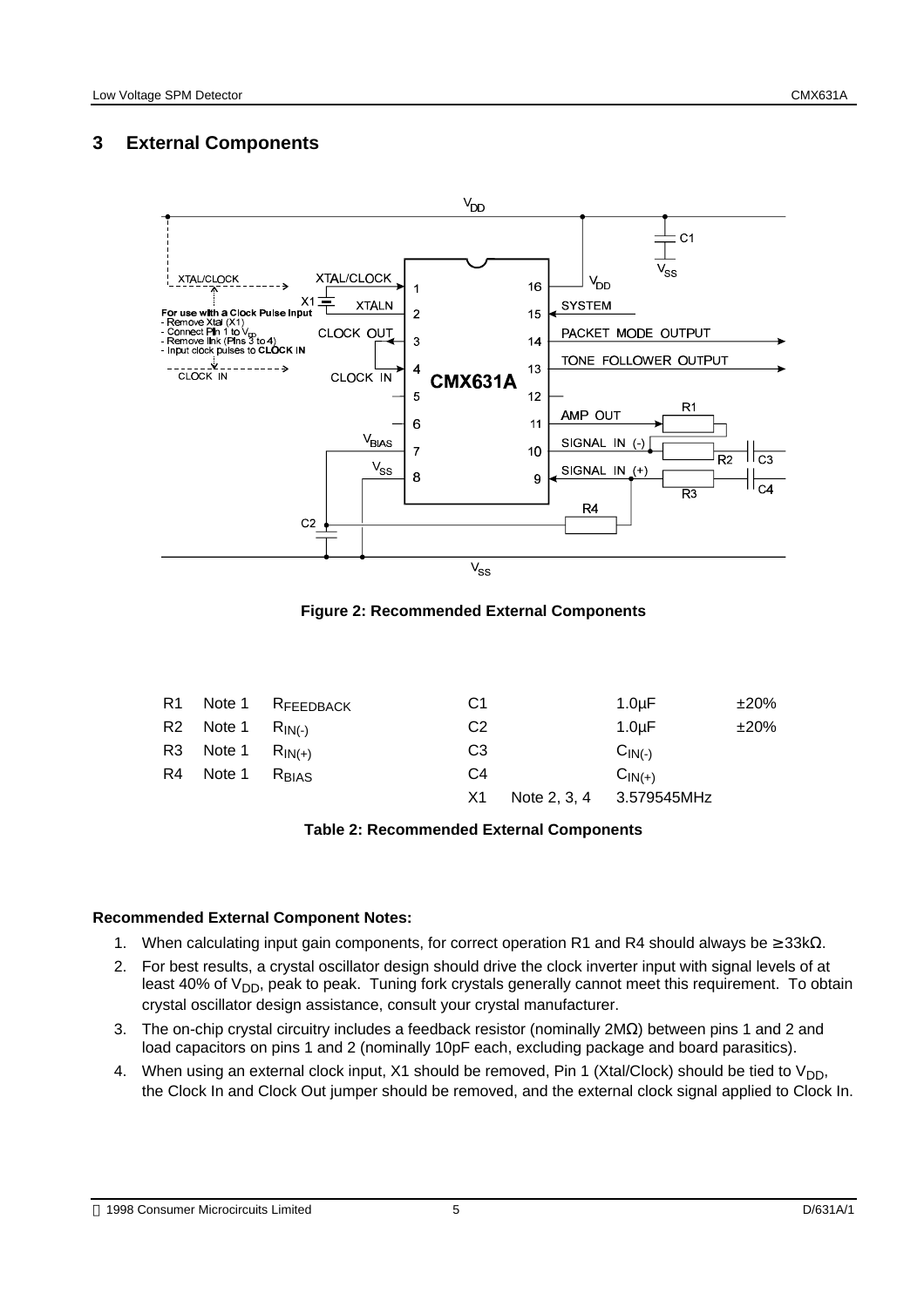## 3 External Components

$V_{DD}$

XTAL/CLOCK

For use with a Clock Pulse Input
- Remove Xtal (X1)
- Connect Pin 1 to $V_{DD}$
- Remove link (Pins 3 to 4)
- Input clock pulses to CLOCK IN

CLOCK IN

X1

XTAL/CLOCK 1
XTALN 2
CLOCK OUT 3
CLOCK IN 4
5
6
$V_{BIAS}$ 7
$V_{SS}$ 8

CMX631A

16 $V_{DD}$
15 SYSTEM
14 PACKET MODE OUTPUT
13 TONE FOLLOWER OUTPUT
12
11 AMP OUT
10 SIGNAL IN (-)
9 SIGNAL IN (+)

C1
$V_{SS}$
R1
R2
C3
R3
C4
R4
C2

$V_{SS}$

**Figure 2: Recommended External Components**

| | | | | | | |
|---|---|---|---|---|---|---|
| R1 | Note 1 | $R_{FEEDBACK}$ | C1 | | 1.0µF | ±20% |
| R2 | Note 1 | $R_{IN(-)}$ | C2 | | 1.0µF | ±20% |
| R3 | Note 1 | $R_{IN(+)}$ | C3 | | $C_{IN(-)}$ | |
| R4 | Note 1 | $R_{BIAS}$ | C4 | | $C_{IN(+)}$ | |
| | | | X1 | Note 2, 3, 4 | 3.579545MHz | |

**Table 2: Recommended External Components**

**Recommended External Component Notes:**

1. When calculating input gain components, for correct operation R1 and R4 should always be ≥ 33kΩ.
2. For best results, a crystal oscillator design should drive the clock inverter input with signal levels of at least 40% of $V_{DD}$, peak to peak. Tuning fork crystals generally cannot meet this requirement. To obtain crystal oscillator design assistance, consult your crystal manufacturer.
3. The on-chip crystal circuitry includes a feedback resistor (nominally 2MΩ) between pins 1 and 2 and load capacitors on pins 1 and 2 (nominally 10pF each, excluding package and board parasitics).
4. When using an external clock input, X1 should be removed, Pin 1 (Xtal/Clock) should be tied to $V_{DD}$, the Clock In and Clock Out jumper should be removed, and the external clock signal applied to Clock In.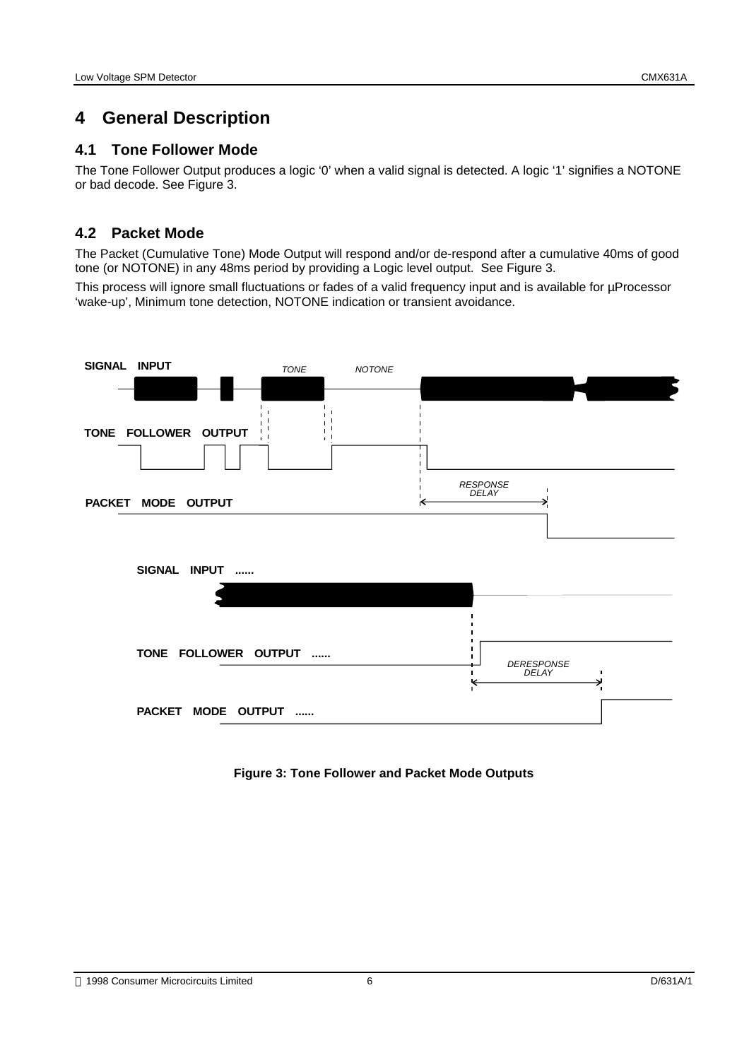# 4 General Description

## 4.1 Tone Follower Mode

The Tone Follower Output produces a logic '0' when a valid signal is detected. A logic '1' signifies a NOTONE or bad decode. See Figure 3.

## 4.2 Packet Mode

The Packet (Cumulative Tone) Mode Output will respond and/or de-respond after a cumulative 40ms of good tone (or NOTONE) in any 48ms period by providing a Logic level output. See Figure 3.

This process will ignore small fluctuations or fades of a valid frequency input and is available for µProcessor 'wake-up', Minimum tone detection, NOTONE indication or transient avoidance.

SIGNAL INPUT

TONE

NOTONE

TONE FOLLOWER OUTPUT

RESPONSE DELAY

PACKET MODE OUTPUT

SIGNAL INPUT ......

TONE FOLLOWER OUTPUT ......

DERESPONSE DELAY

PACKET MODE OUTPUT ......

**Figure 3: Tone Follower and Packet Mode Outputs**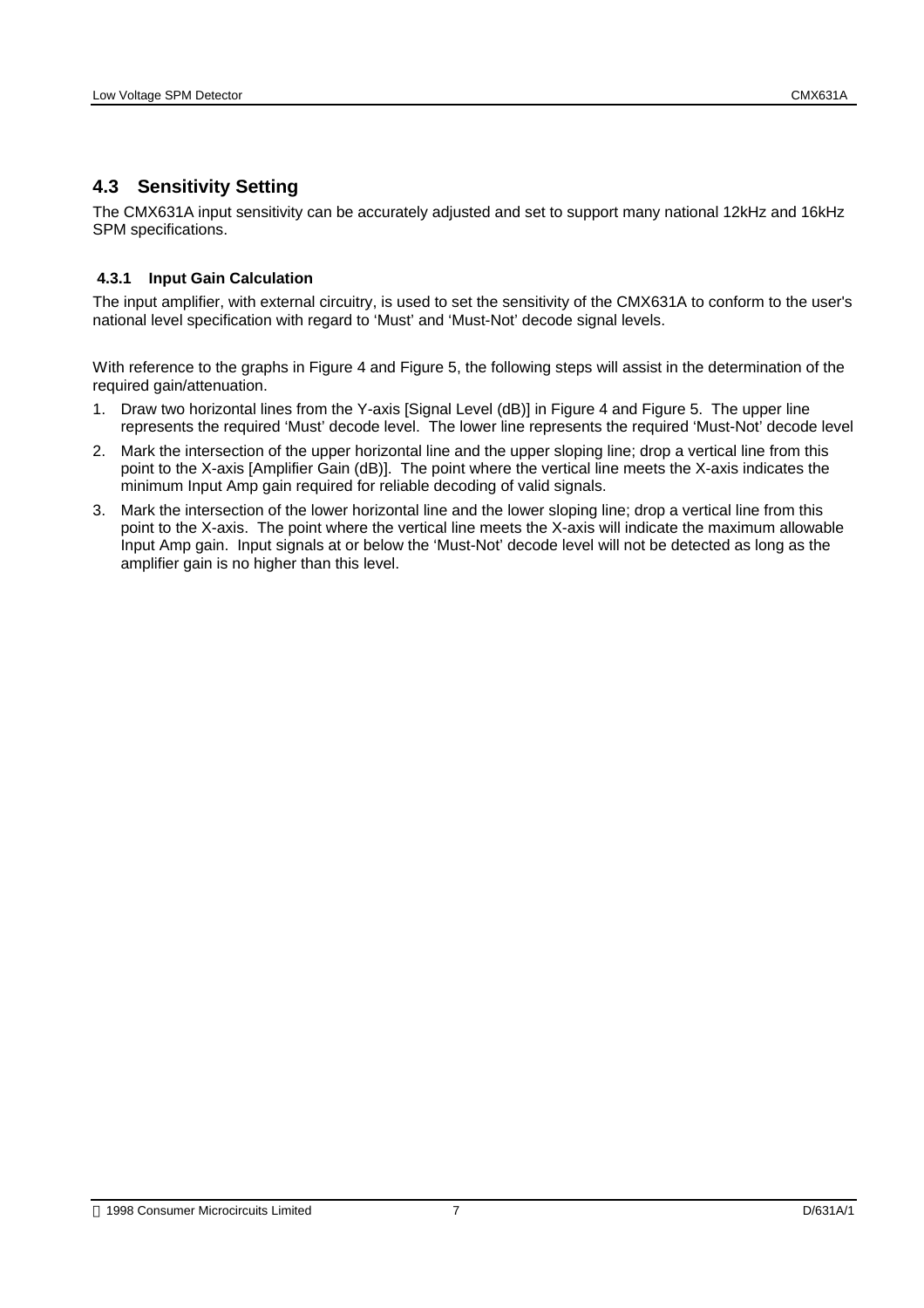## 4.3 Sensitivity Setting

The CMX631A input sensitivity can be accurately adjusted and set to support many national 12kHz and 16kHz SPM specifications.

### 4.3.1 Input Gain Calculation

The input amplifier, with external circuitry, is used to set the sensitivity of the CMX631A to conform to the user's national level specification with regard to 'Must' and 'Must-Not' decode signal levels.

With reference to the graphs in Figure 4 and Figure 5, the following steps will assist in the determination of the required gain/attenuation.

1. Draw two horizontal lines from the Y-axis [Signal Level (dB)] in Figure 4 and Figure 5. The upper line represents the required 'Must' decode level. The lower line represents the required 'Must-Not' decode level
2. Mark the intersection of the upper horizontal line and the upper sloping line; drop a vertical line from this point to the X-axis [Amplifier Gain (dB)]. The point where the vertical line meets the X-axis indicates the minimum Input Amp gain required for reliable decoding of valid signals.
3. Mark the intersection of the lower horizontal line and the lower sloping line; drop a vertical line from this point to the X-axis. The point where the vertical line meets the X-axis will indicate the maximum allowable Input Amp gain. Input signals at or below the 'Must-Not' decode level will not be detected as long as the amplifier gain is no higher than this level.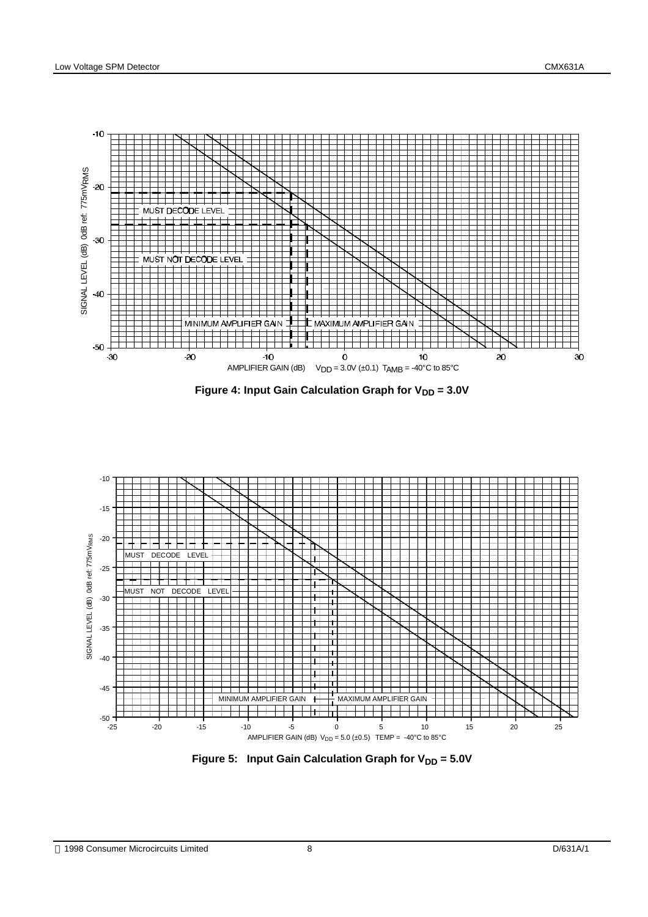-10

-20

-30

-40

-50

SIGNAL LEVEL (dB) 0dB ref: 775mVRMS

MUST DECODE LEVEL

MUST NOT DECODE LEVEL

MINIMUM AMPLIFIER GAIN

MAXIMUM AMPLIFIER GAIN

-30 -20 -10 0 10 20 30

AMPLIFIER GAIN (dB) $V_{DD}$ = 3.0V (±0.1) $T_{AMB}$ = -40°C to 85°C

**Figure 4: Input Gain Calculation Graph for $V_{DD}$ = 3.0V**

-10

-15

-20

-25

-30

-35

-40

-45

-50

SIGNAL LEVEL (dB) 0dB ref: 775mVRMS

MUST DECODE LEVEL

MUST NOT DECODE LEVEL

MINIMUM AMPLIFIER GAIN

MAXIMUM AMPLIFIER GAIN

-25 -20 -15 -10 -5 0 5 10 15 20 25

AMPLIFIER GAIN (dB) $V_{DD}$ = 5.0 (±0.5) TEMP = -40°C to 85°C

**Figure 5: Input Gain Calculation Graph for $V_{DD}$ = 5.0V**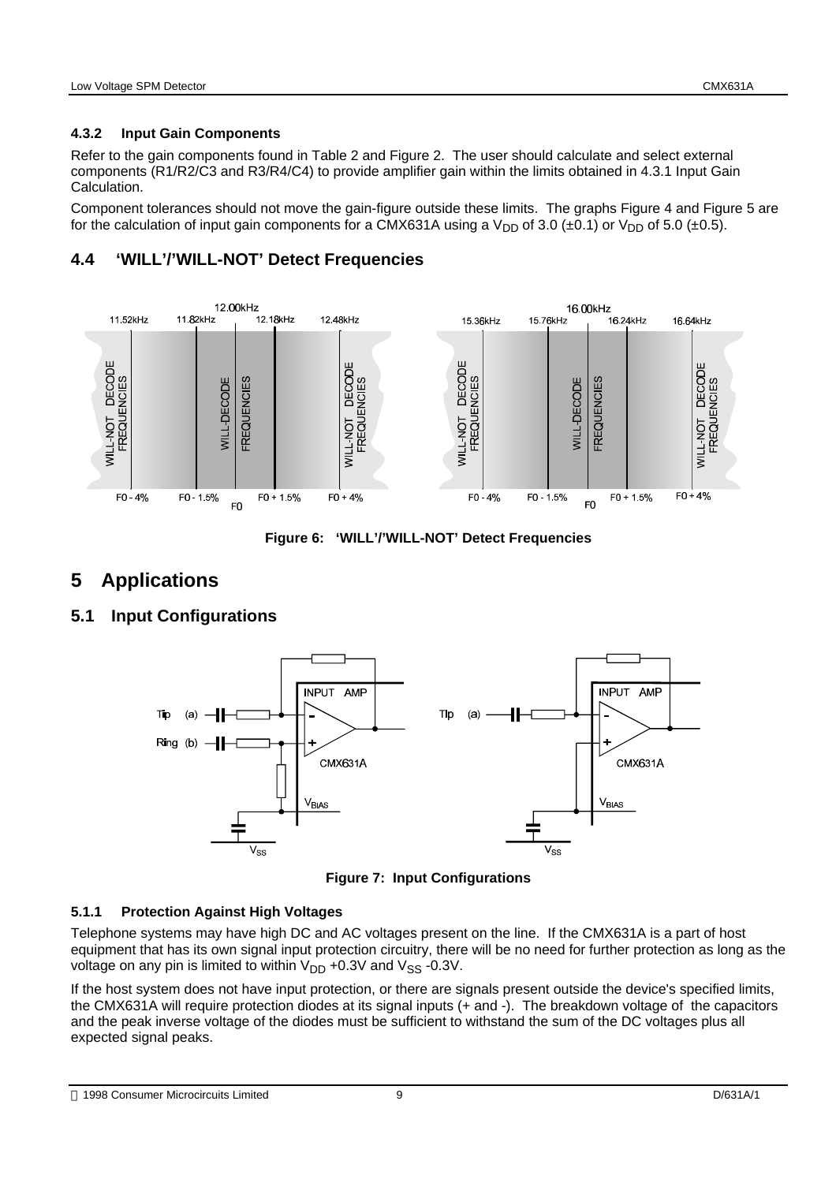#### 4.3.2 Input Gain Components

Refer to the gain components found in Table 2 and Figure 2. The user should calculate and select external components (R1/R2/C3 and R3/R4/C4) to provide amplifier gain within the limits obtained in 4.3.1 Input Gain Calculation.

Component tolerances should not move the gain-figure outside these limits. The graphs Figure 4 and Figure 5 are for the calculation of input gain components for a CMX631A using a $V_{DD}$ of 3.0 (±0.1) or $V_{DD}$ of 5.0 (±0.5).

### 4.4 'WILL'/'WILL-NOT' Detect Frequencies

12.00kHz
11.52kHz 11.82kHz 12.18kHz 12.48kHz
WILL-NOT DECODE FREQUENCIES
WILL-DECODE FREQUENCIES
WILL-NOT DECODE FREQUENCIES
F0 - 4% F0 - 1.5% F0 F0 + 1.5% F0 + 4%

16.00kHz
15.36kHz 15.76kHz 16.24kHz 16.64kHz
WILL-NOT DECODE FREQUENCIES
WILL-DECODE FREQUENCIES
WILL-NOT DECODE FREQUENCIES
F0 - 4% F0 - 1.5% F0 F0 + 1.5% F0 + 4%

**Figure 6: 'WILL'/'WILL-NOT' Detect Frequencies**

## 5 Applications

### 5.1 Input Configurations

Tip (a)
Ring (b)
INPUT AMP
CMX631A
$V_{BIAS}$
$V_{SS}$

Tip (a)
INPUT AMP
CMX631A
$V_{BIAS}$
$V_{SS}$

**Figure 7: Input Configurations**

#### 5.1.1 Protection Against High Voltages

Telephone systems may have high DC and AC voltages present on the line. If the CMX631A is a part of host equipment that has its own signal input protection circuitry, there will be no need for further protection as long as the voltage on any pin is limited to within $V_{DD}$ +0.3V and $V_{SS}$ -0.3V.

If the host system does not have input protection, or there are signals present outside the device's specified limits, the CMX631A will require protection diodes at its signal inputs (+ and -). The breakdown voltage of the capacitors and the peak inverse voltage of the diodes must be sufficient to withstand the sum of the DC voltages plus all expected signal peaks.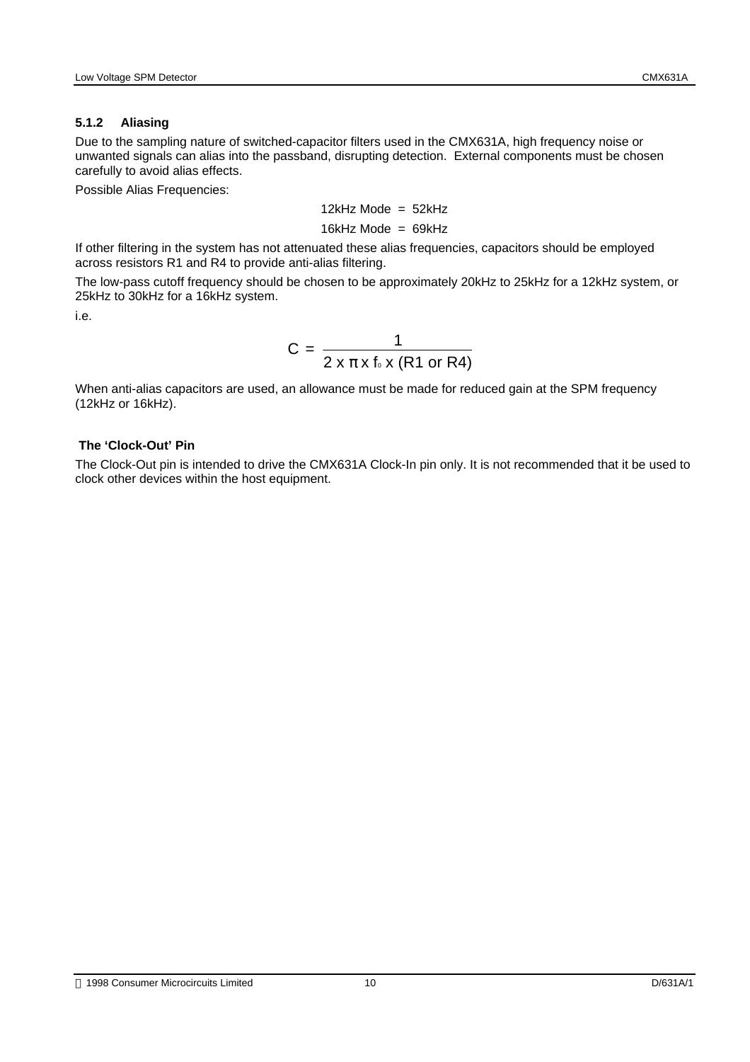### 5.1.2 Aliasing

Due to the sampling nature of switched-capacitor filters used in the CMX631A, high frequency noise or unwanted signals can alias into the passband, disrupting detection. External components must be chosen carefully to avoid alias effects.

Possible Alias Frequencies:

12kHz Mode = 52kHz

16kHz Mode = 69kHz

If other filtering in the system has not attenuated these alias frequencies, capacitors should be employed across resistors R1 and R4 to provide anti-alias filtering.

The low-pass cutoff frequency should be chosen to be approximately 20kHz to 25kHz for a 12kHz system, or 25kHz to 30kHz for a 16kHz system.

i.e.

$$C = \frac{1}{2 \times \pi \times f_o \times (\text{R1 or R4})}$$

When anti-alias capacitors are used, an allowance must be made for reduced gain at the SPM frequency (12kHz or 16kHz).

**The 'Clock-Out' Pin**

The Clock-Out pin is intended to drive the CMX631A Clock-In pin only. It is not recommended that it be used to clock other devices within the host equipment.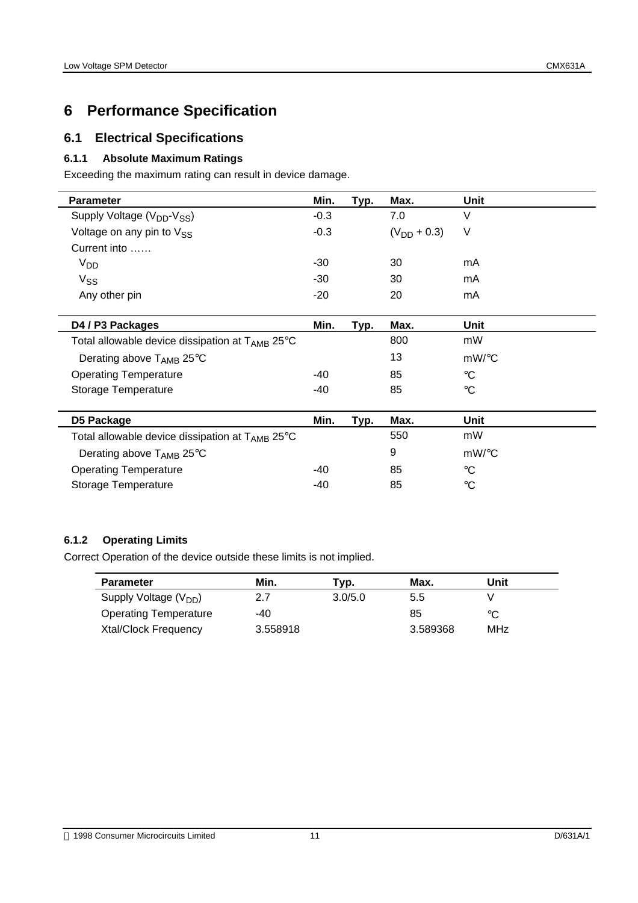# 6 Performance Specification

## 6.1 Electrical Specifications

### 6.1.1 Absolute Maximum Ratings

Exceeding the maximum rating can result in device damage.

| Parameter | Min. | Typ. | Max. | Unit |
|---|---|---|---|---|
| Supply Voltage ($V_{DD}$-$V_{SS}$) | -0.3 | | 7.0 | V |
| Voltage on any pin to $V_{SS}$ | -0.3 | | ($V_{DD}$ + 0.3) | V |
| Current into …… | | | | |
| $V_{DD}$ | -30 | | 30 | mA |
| $V_{SS}$ | -30 | | 30 | mA |
| Any other pin | -20 | | 20 | mA |

| D4 / P3 Packages | Min. | Typ. | Max. | Unit |
|---|---|---|---|---|
| Total allowable device dissipation at $T_{AMB}$ 25°C | | | 800 | mW |
| Derating above $T_{AMB}$ 25°C | | | 13 | mW/°C |
| Operating Temperature | -40 | | 85 | °C |
| Storage Temperature | -40 | | 85 | °C |

| D5 Package | Min. | Typ. | Max. | Unit |
|---|---|---|---|---|
| Total allowable device dissipation at $T_{AMB}$ 25°C | | | 550 | mW |
| Derating above $T_{AMB}$ 25°C | | | 9 | mW/°C |
| Operating Temperature | -40 | | 85 | °C |
| Storage Temperature | -40 | | 85 | °C |

### 6.1.2 Operating Limits

Correct Operation of the device outside these limits is not implied.

| Parameter | Min. | Typ. | Max. | Unit |
|---|---|---|---|---|
| Supply Voltage ($V_{DD}$) | 2.7 | 3.0/5.0 | 5.5 | V |
| Operating Temperature | -40 | | 85 | °C |
| Xtal/Clock Frequency | 3.558918 | | 3.589368 | MHz |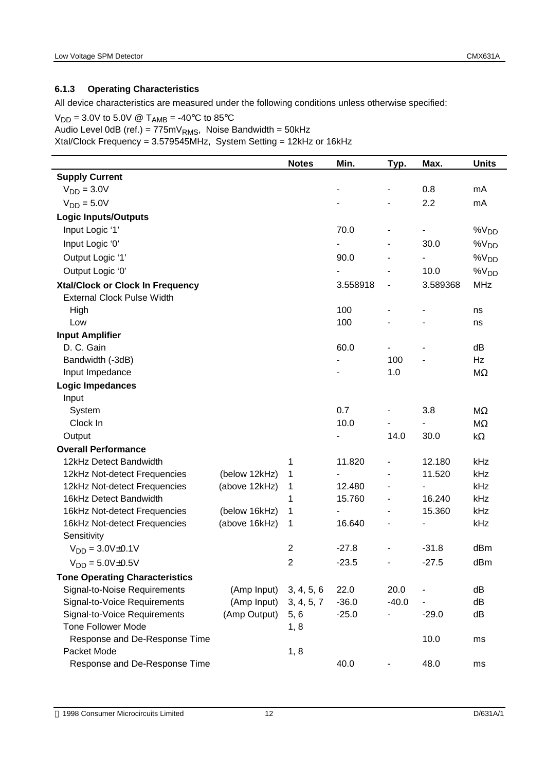### 6.1.3 Operating Characteristics

All device characteristics are measured under the following conditions unless otherwise specified:

$V_{DD}$ = 3.0V to 5.0V @ $T_{AMB}$ = -40°C to 85°C
Audio Level 0dB (ref.) = 775m$V_{RMS}$, Noise Bandwidth = 50kHz
Xtal/Clock Frequency = 3.579545MHz, System Setting = 12kHz or 16kHz

| | | Notes | Min. | Typ. | Max. | Units |
|---|---|---|---|---|---|---|
| **Supply Current** | | | | | | |
| $V_{DD}$ = 3.0V | | | - | - | 0.8 | mA |
| $V_{DD}$ = 5.0V | | | - | - | 2.2 | mA |
| **Logic Inputs/Outputs** | | | | | | |
| Input Logic '1' | | | 70.0 | - | - | %$V_{DD}$ |
| Input Logic '0' | | | - | - | 30.0 | %$V_{DD}$ |
| Output Logic '1' | | | 90.0 | - | - | %$V_{DD}$ |
| Output Logic '0' | | | - | - | 10.0 | %$V_{DD}$ |
| **Xtal/Clock or Clock In Frequency** | | | 3.558918 | - | 3.589368 | MHz |
| External Clock Pulse Width | | | | | | |
| High | | | 100 | - | - | ns |
| Low | | | 100 | - | - | ns |
| **Input Amplifier** | | | | | | |
| D. C. Gain | | | 60.0 | - | - | dB |
| Bandwidth (-3dB) | | | - | 100 | - | Hz |
| Input Impedance | | | - | 1.0 | | MΩ |
| **Logic Impedances** | | | | | | |
| Input | | | | | | |
| System | | | 0.7 | - | 3.8 | MΩ |
| Clock In | | | 10.0 | - | - | MΩ |
| Output | | | - | 14.0 | 30.0 | kΩ |
| **Overall Performance** | | | | | | |
| 12kHz Detect Bandwidth | | 1 | 11.820 | - | 12.180 | kHz |
| 12kHz Not-detect Frequencies | (below 12kHz) | 1 | - | - | 11.520 | kHz |
| 12kHz Not-detect Frequencies | (above 12kHz) | 1 | 12.480 | - | - | kHz |
| 16kHz Detect Bandwidth | | 1 | 15.760 | - | 16.240 | kHz |
| 16kHz Not-detect Frequencies | (below 16kHz) | 1 | - | - | 15.360 | kHz |
| 16kHz Not-detect Frequencies | (above 16kHz) | 1 | 16.640 | - | - | kHz |
| Sensitivity | | | | | | |
| $V_{DD}$ = 3.0V±0.1V | | 2 | -27.8 | - | -31.8 | dBm |
| $V_{DD}$ = 5.0V±0.5V | | 2 | -23.5 | - | -27.5 | dBm |
| **Tone Operating Characteristics** | | | | | | |
| Signal-to-Noise Requirements | (Amp Input) | 3, 4, 5, 6 | 22.0 | 20.0 | - | dB |
| Signal-to-Voice Requirements | (Amp Input) | 3, 4, 5, 7 | -36.0 | -40.0 | - | dB |
| Signal-to-Voice Requirements | (Amp Output) | 5, 6 | -25.0 | - | -29.0 | dB |
| Tone Follower Mode | | 1, 8 | | | | |
| Response and De-Response Time | | | | | 10.0 | ms |
| Packet Mode | | 1, 8 | | | | |
| Response and De-Response Time | | | 40.0 | - | 48.0 | ms |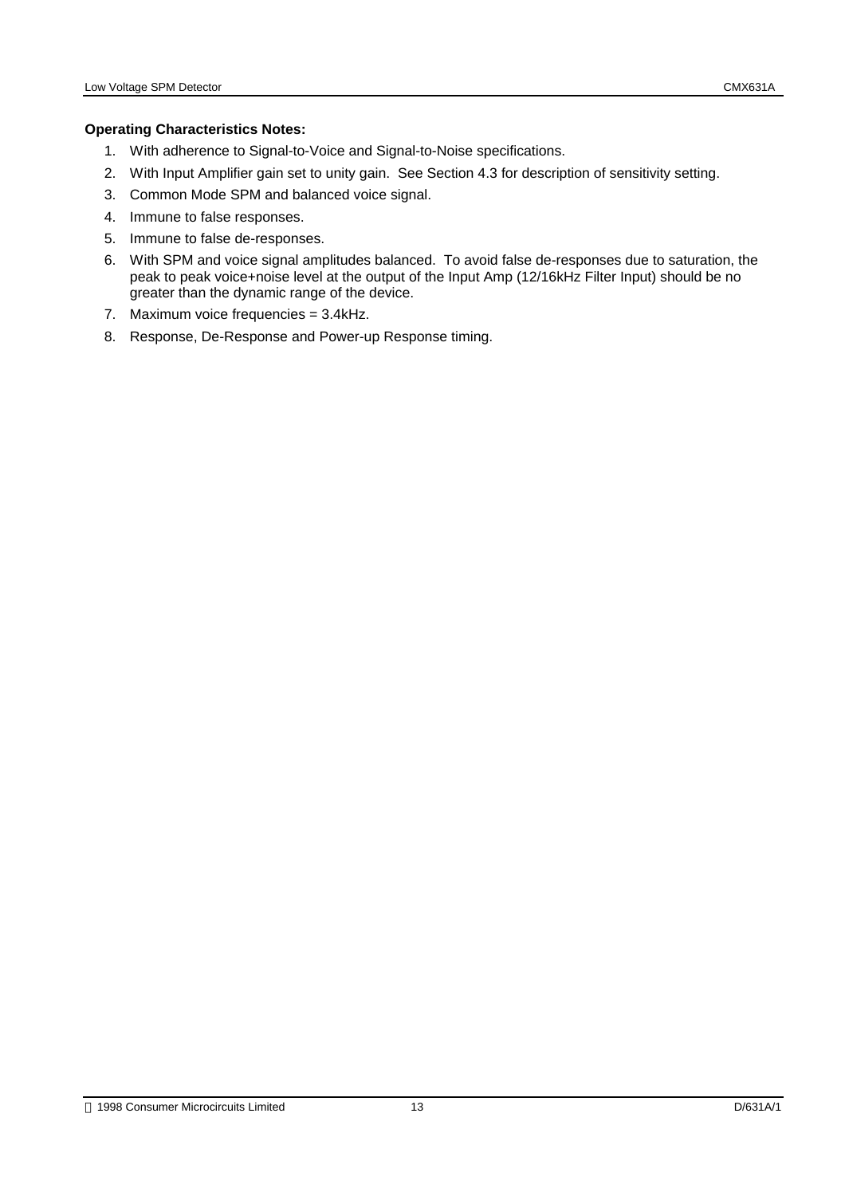**Operating Characteristics Notes:**

1. With adherence to Signal-to-Voice and Signal-to-Noise specifications.
2. With Input Amplifier gain set to unity gain. See Section 4.3 for description of sensitivity setting.
3. Common Mode SPM and balanced voice signal.
4. Immune to false responses.
5. Immune to false de-responses.
6. With SPM and voice signal amplitudes balanced. To avoid false de-responses due to saturation, the peak to peak voice+noise level at the output of the Input Amp (12/16kHz Filter Input) should be no greater than the dynamic range of the device.
7. Maximum voice frequencies = 3.4kHz.
8. Response, De-Response and Power-up Response timing.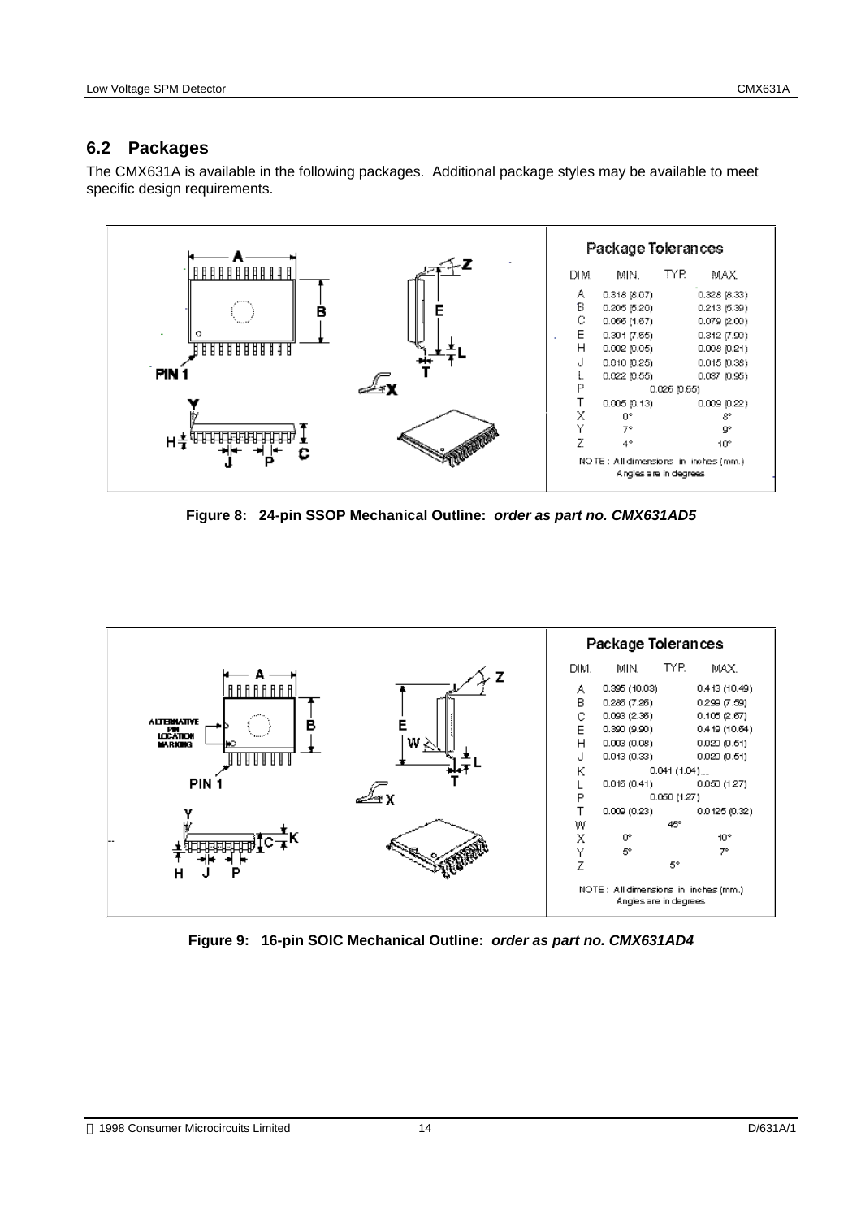## 6.2 Packages

The CMX631A is available in the following packages. Additional package styles may be available to meet specific design requirements.

**Package Tolerances**

| DIM. | MIN. | TYP. | MAX. |
|---|---|---|---|
| A | 0.318 (8.07) | | 0.328 (8.33) |
| B | 0.205 (5.20) | | 0.213 (5.39) |
| C | 0.066 (1.67) | | 0.079 (2.00) |
| E | 0.301 (7.65) | | 0.312 (7.90) |
| H | 0.002 (0.05) | | 0.008 (0.21) |
| J | 0.010 (0.25) | | 0.015 (0.38) |
| L | 0.022 (0.55) | | 0.037 (0.95) |
| P | | 0.026 (0.65) | |
| T | 0.005 (0.13) | | 0.009 (0.22) |
| X | 0° | | 8° |
| Y | 7° | | 9° |
| Z | 4° | | 10° |

NOTE : All dimensions in inches (mm.) Angles are in degrees

**Figure 8: 24-pin SSOP Mechanical Outline:** ***order as part no. CMX631AD5***

**Package Tolerances**

| DIM. | MIN. | TYP. | MAX. |
|---|---|---|---|
| A | 0.395 (10.03) | | 0.413 (10.49) |
| B | 0.286 (7.26) | | 0.299 (7.59) |
| C | 0.093 (2.36) | | 0.105 (2.67) |
| E | 0.390 (9.90) | | 0.419 (10.64) |
| H | 0.003 (0.08) | | 0.020 (0.51) |
| J | 0.013 (0.33) | | 0.020 (0.51) |
| K | | 0.041 (1.04) | |
| L | 0.016 (0.41) | | 0.050 (1.27) |
| P | | 0.050 (1.27) | |
| T | 0.009 (0.23) | | 0.0125 (0.32) |
| W | | 45° | |
| X | 0° | | 10° |
| Y | 5° | | 7° |
| Z | | 5° | |

NOTE : All dimensions in inches (mm.) Angles are in degrees

**Figure 9: 16-pin SOIC Mechanical Outline:** ***order as part no. CMX631AD4***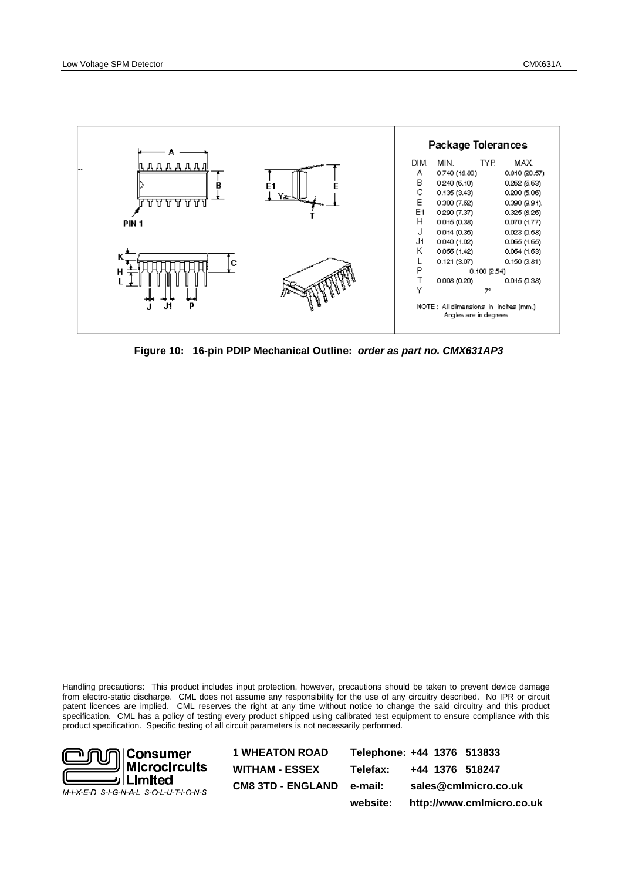**Package Tolerances**

| DIM. | MIN. | TYP. | MAX. |
|---|---|---|---|
| A | 0.740 (18.80) | | 0.810 (20.57) |
| B | 0.240 (6.10) | | 0.262 (6.63) |
| C | 0.135 (3.43) | | 0.200 (5.06) |
| E | 0.300 (7.62) | | 0.390 (9.91) |
| E1 | 0.290 (7.37) | | 0.325 (8.26) |
| H | 0.015 (0.38) | | 0.070 (1.77) |
| J | 0.014 (0.35) | | 0.023 (0.58) |
| J1 | 0.040 (1.02) | | 0.065 (1.65) |
| K | 0.056 (1.42) | | 0.064 (1.63) |
| L | 0.121 (3.07) | | 0.150 (3.81) |
| P | | 0.100 (2.54) | |
| T | 0.008 (0.20) | | 0.015 (0.38) |
| Y | | 7° | |

NOTE : All dimensions in inches (mm.)
Angles are in degrees

A
B
E1
E
Y
T
PIN 1
K
H
L
C
J
J1
P

**Figure 10: 16-pin PDIP Mechanical Outline:** ***order as part no. CMX631AP3***

Handling precautions: This product includes input protection, however, precautions should be taken to prevent device damage from electro-static discharge. CML does not assume any responsibility for the use of any circuitry described. No IPR or circuit patent licences are implied. CML reserves the right at any time without notice to change the said circuitry and this product specification. CML has a policy of testing every product shipped using calibrated test equipment to ensure compliance with this product specification. Specific testing of all circuit parameters is not necessarily performed.

**Consumer Microcircuits Limited**
*M-I-X-E-D S-I-G-N-A-L S-O-L-U-T-I-O-N-S*

**1 WHEATON ROAD**
**WITHAM - ESSEX**
**CM8 3TD - ENGLAND**

**Telephone: +44 1376 513833**
**Telefax: +44 1376 518247**
**e-mail: sales@cmlmicro.co.uk**
**website: http://www.cmlmicro.co.uk**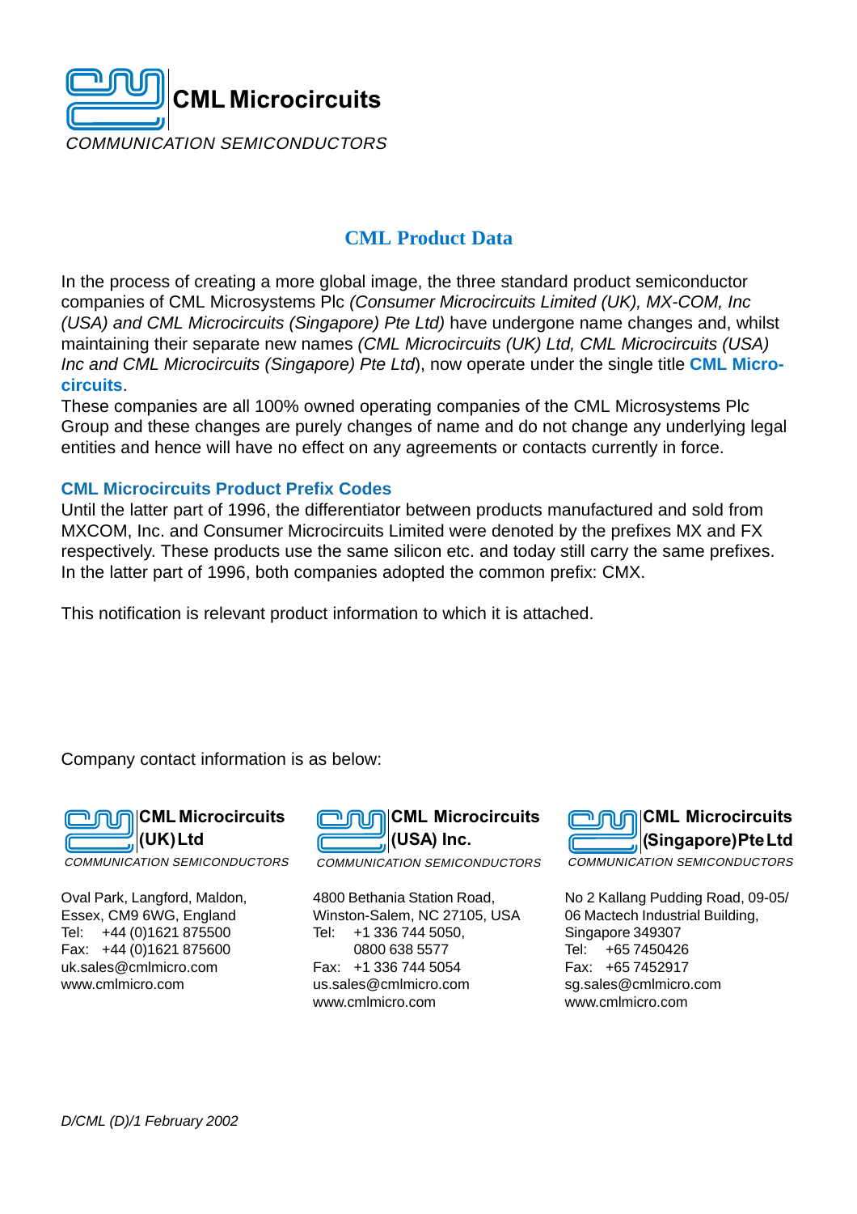**CML Microcircuits**

*COMMUNICATION SEMICONDUCTORS*

## CML Product Data

In the process of creating a more global image, the three standard product semiconductor companies of CML Microsystems Plc *(Consumer Microcircuits Limited (UK), MX-COM, Inc (USA) and CML Microcircuits (Singapore) Pte Ltd)* have undergone name changes and, whilst maintaining their separate new names *(CML Microcircuits (UK) Ltd, CML Microcircuits (USA) Inc and CML Microcircuits (Singapore) Pte Ltd*), now operate under the single title **CML Microcircuits**.

These companies are all 100% owned operating companies of the CML Microsystems Plc Group and these changes are purely changes of name and do not change any underlying legal entities and hence will have no effect on any agreements or contacts currently in force.

### CML Microcircuits Product Prefix Codes

Until the latter part of 1996, the differentiator between products manufactured and sold from MXCOM, Inc. and Consumer Microcircuits Limited were denoted by the prefixes MX and FX respectively. These products use the same silicon etc. and today still carry the same prefixes. In the latter part of 1996, both companies adopted the common prefix: CMX.

This notification is relevant product information to which it is attached.

Company contact information is as below:

**CML Microcircuits (UK) Ltd**
*COMMUNICATION SEMICONDUCTORS*

Oval Park, Langford, Maldon,
Essex, CM9 6WG, England
Tel: +44 (0)1621 875500
Fax: +44 (0)1621 875600
uk.sales@cmlmicro.com
www.cmlmicro.com

**CML Microcircuits (USA) Inc.**
*COMMUNICATION SEMICONDUCTORS*

4800 Bethania Station Road,
Winston-Salem, NC 27105, USA
Tel: +1 336 744 5050,
0800 638 5577
Fax: +1 336 744 5054
us.sales@cmlmicro.com
www.cmlmicro.com

**CML Microcircuits (Singapore) Pte Ltd**
*COMMUNICATION SEMICONDUCTORS*

No 2 Kallang Pudding Road, 09-05/
06 Mactech Industrial Building,
Singapore 349307
Tel: +65 7450426
Fax: +65 7452917
sg.sales@cmlmicro.com
www.cmlmicro.com

*D/CML (D)/1 February 2002*